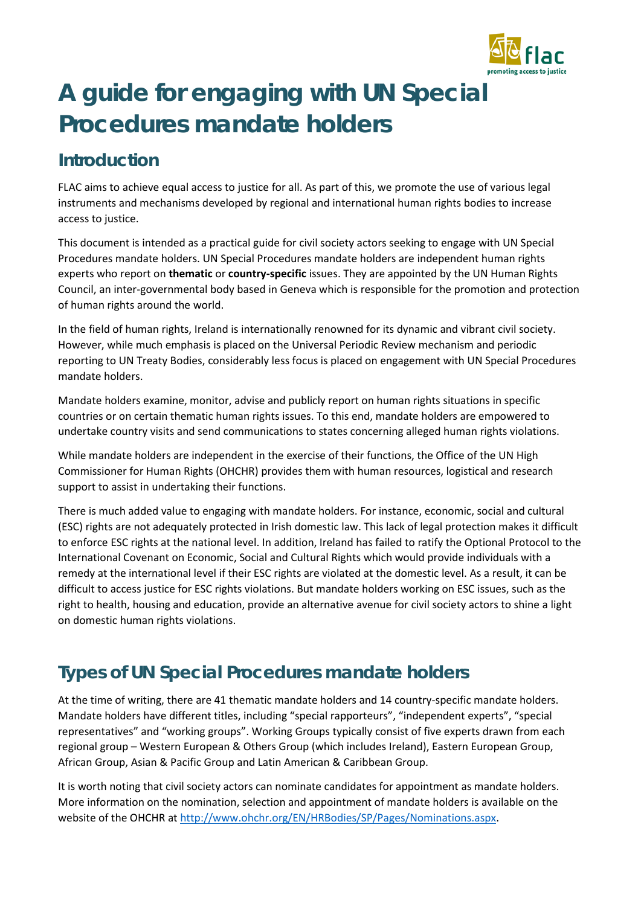# A guide for engaging with UN Special Procedures mandate holders

## Introduction

FLAC aims to achieve equal access to justice for all. As part of this, we promote the use of various legal instruments and mechanisms developed by regional and international human rights bodies to increase access to justice.

This document is intended as a practical guide for civil society actors seeking to engage with UN Special Procedures mandate holders. UN Special Procedures mandate holders are independent human rights experts who report on **thematic** or **country-specific** issues. They are appointed by the UN Human Rights Council, an inter-governmental body based in Geneva which is responsible for the promotion and protection of human rights around the world.

In the field of human rights, Ireland is internationally renowned for its dynamic and vibrant civil society. However, while much emphasis is placed on the Universal Periodic Review mechanism and periodic reporting to UN Treaty Bodies, considerably less focus is placed on engagement with UN Special Procedures mandate holders.

Mandate holders examine, monitor, advise and publicly report on human rights situations in specific countries or on certain thematic human rights issues. To this end, mandate holders are empowered to undertake country visits and send communications to states concerning alleged human rights violations.

While mandate holders are independent in the exercise of their functions, the Office of the UN High Commissioner for Human Rights (OHCHR) provides them with human resources, logistical and research support to assist in undertaking their functions.

There is much added value to engaging with mandate holders. For instance, economic, social and cultural (ESC) rights are not adequately protected in Irish domestic law. This lack of legal protection makes it difficult to enforce ESC rights at the national level. In addition, Ireland has failed to ratify the Optional Protocol to the International Covenant on Economic, Social and Cultural Rights which would provide individuals with a remedy at the international level if their ESC rights are violated at the domestic level. As a result, it can be difficult to access justice for ESC rights violations. But mandate holders working on ESC issues, such as the right to health, housing and education, provide an alternative avenue for civil society actors to shine a light on domestic human rights violations.

## Types of UN Special Procedures mandate holders

At the time of writing, there are 41 thematic mandate holders and 14 country-specific mandate holders. Mandate holders have different titles, including "special rapporteurs", "independent experts", "special representatives" and "working groups". Working Groups typically consist of five experts drawn from each regional group – Western European & Others Group (which includes Ireland), Eastern European Group, African Group, Asian & Pacific Group and Latin American & Caribbean Group.

It is worth noting that civil society actors can nominate candidates for appointment as mandate holders. More information on the nomination, selection and appointment of mandate holders is available on the website of the OHCHR at http://www.ohchr.org/EN/HRBodies/SP/Pages/Nominations.aspx.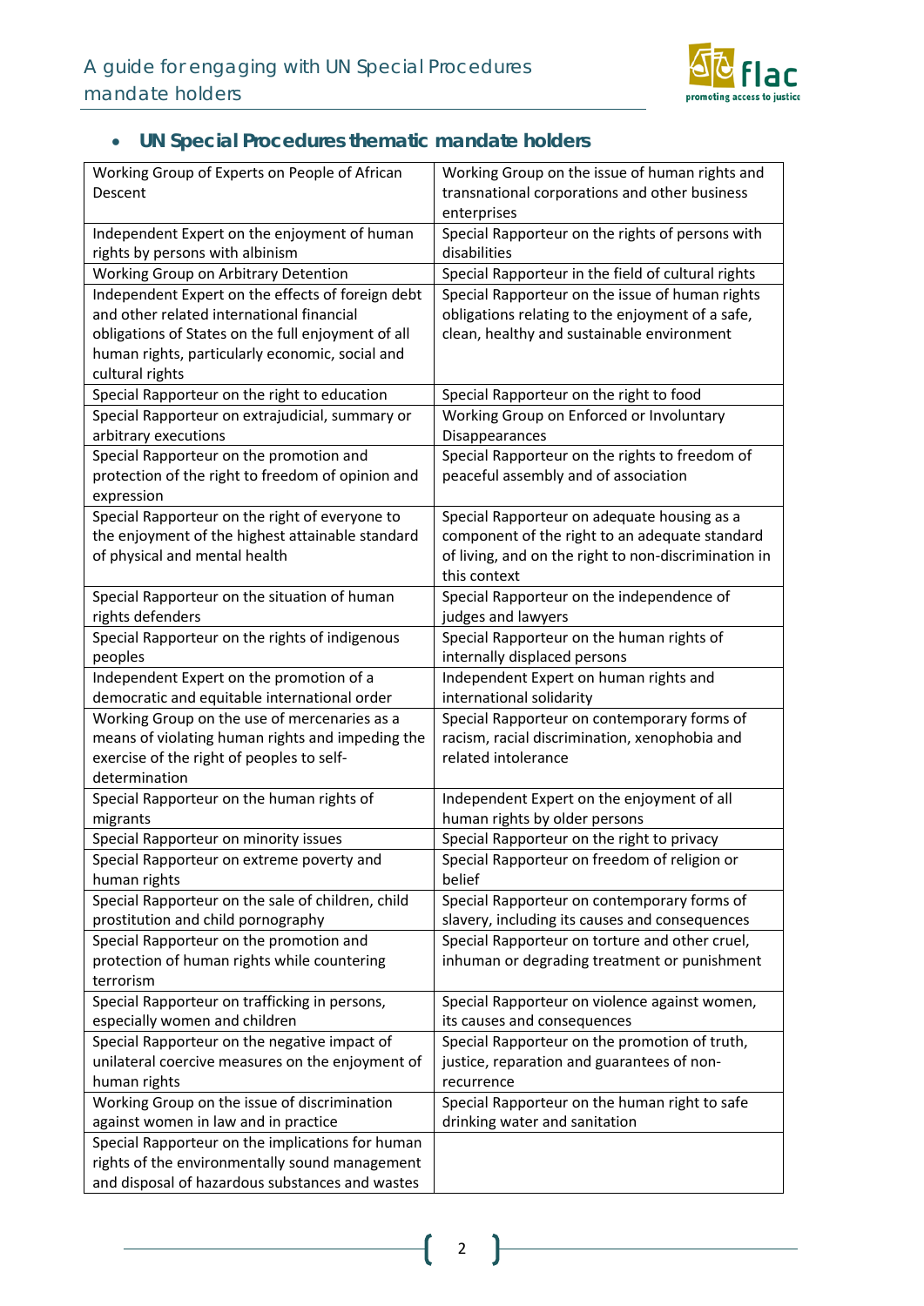- **UN Special Procedures thematic mandate holders**

| | |
|---|---|
| Working Group of Experts on People of African Descent | Working Group on the issue of human rights and transnational corporations and other business enterprises |
| Independent Expert on the enjoyment of human rights by persons with albinism | Special Rapporteur on the rights of persons with disabilities |
| Working Group on Arbitrary Detention | Special Rapporteur in the field of cultural rights |
| Independent Expert on the effects of foreign debt and other related international financial obligations of States on the full enjoyment of all human rights, particularly economic, social and cultural rights | Special Rapporteur on the issue of human rights obligations relating to the enjoyment of a safe, clean, healthy and sustainable environment |
| Special Rapporteur on the right to education | Special Rapporteur on the right to food |
| Special Rapporteur on extrajudicial, summary or arbitrary executions | Working Group on Enforced or Involuntary Disappearances |
| Special Rapporteur on the promotion and protection of the right to freedom of opinion and expression | Special Rapporteur on the rights to freedom of peaceful assembly and of association |
| Special Rapporteur on the right of everyone to the enjoyment of the highest attainable standard of physical and mental health | Special Rapporteur on adequate housing as a component of the right to an adequate standard of living, and on the right to non-discrimination in this context |
| Special Rapporteur on the situation of human rights defenders | Special Rapporteur on the independence of judges and lawyers |
| Special Rapporteur on the rights of indigenous peoples | Special Rapporteur on the human rights of internally displaced persons |
| Independent Expert on the promotion of a democratic and equitable international order | Independent Expert on human rights and international solidarity |
| Working Group on the use of mercenaries as a means of violating human rights and impeding the exercise of the right of peoples to self-determination | Special Rapporteur on contemporary forms of racism, racial discrimination, xenophobia and related intolerance |
| Special Rapporteur on the human rights of migrants | Independent Expert on the enjoyment of all human rights by older persons |
| Special Rapporteur on minority issues | Special Rapporteur on the right to privacy |
| Special Rapporteur on extreme poverty and human rights | Special Rapporteur on freedom of religion or belief |
| Special Rapporteur on the sale of children, child prostitution and child pornography | Special Rapporteur on contemporary forms of slavery, including its causes and consequences |
| Special Rapporteur on the promotion and protection of human rights while countering terrorism | Special Rapporteur on torture and other cruel, inhuman or degrading treatment or punishment |
| Special Rapporteur on trafficking in persons, especially women and children | Special Rapporteur on violence against women, its causes and consequences |
| Special Rapporteur on the negative impact of unilateral coercive measures on the enjoyment of human rights | Special Rapporteur on the promotion of truth, justice, reparation and guarantees of non-recurrence |
| Working Group on the issue of discrimination against women in law and in practice | Special Rapporteur on the human right to safe drinking water and sanitation |
| Special Rapporteur on the implications for human rights of the environmentally sound management and disposal of hazardous substances and wastes | |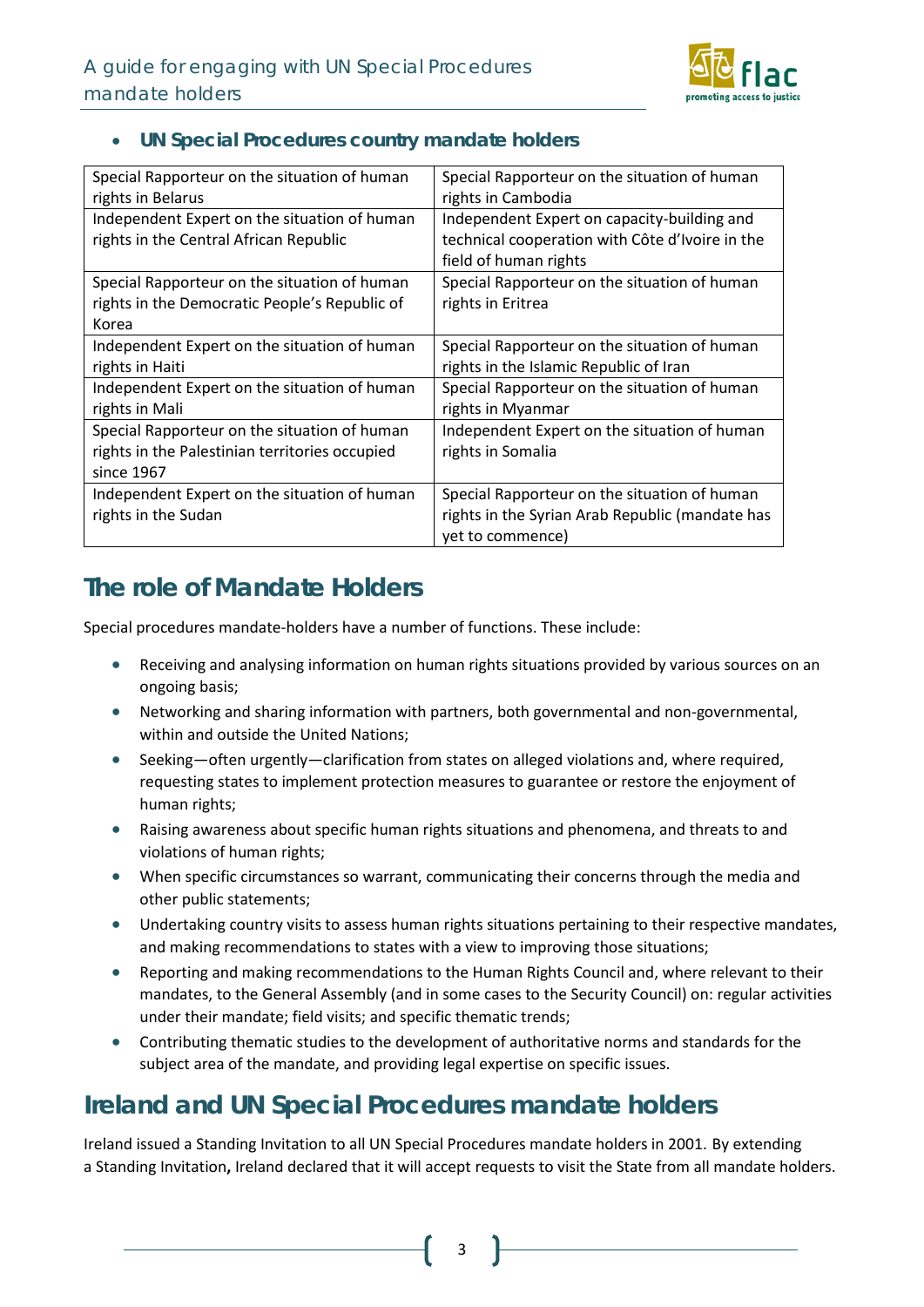- **UN Special Procedures country mandate holders**

| | |
|---|---|
| Special Rapporteur on the situation of human rights in Belarus | Special Rapporteur on the situation of human rights in Cambodia |
| Independent Expert on the situation of human rights in the Central African Republic | Independent Expert on capacity-building and technical cooperation with Côte d'Ivoire in the field of human rights |
| Special Rapporteur on the situation of human rights in the Democratic People's Republic of Korea | Special Rapporteur on the situation of human rights in Eritrea |
| Independent Expert on the situation of human rights in Haiti | Special Rapporteur on the situation of human rights in the Islamic Republic of Iran |
| Independent Expert on the situation of human rights in Mali | Special Rapporteur on the situation of human rights in Myanmar |
| Special Rapporteur on the situation of human rights in the Palestinian territories occupied since 1967 | Independent Expert on the situation of human rights in Somalia |
| Independent Expert on the situation of human rights in the Sudan | Special Rapporteur on the situation of human rights in the Syrian Arab Republic (mandate has yet to commence) |

## The role of Mandate Holders

Special procedures mandate-holders have a number of functions. These include:

- Receiving and analysing information on human rights situations provided by various sources on an ongoing basis;
- Networking and sharing information with partners, both governmental and non-governmental, within and outside the United Nations;
- Seeking—often urgently—clarification from states on alleged violations and, where required, requesting states to implement protection measures to guarantee or restore the enjoyment of human rights;
- Raising awareness about specific human rights situations and phenomena, and threats to and violations of human rights;
- When specific circumstances so warrant, communicating their concerns through the media and other public statements;
- Undertaking country visits to assess human rights situations pertaining to their respective mandates, and making recommendations to states with a view to improving those situations;
- Reporting and making recommendations to the Human Rights Council and, where relevant to their mandates, to the General Assembly (and in some cases to the Security Council) on: regular activities under their mandate; field visits; and specific thematic trends;
- Contributing thematic studies to the development of authoritative norms and standards for the subject area of the mandate, and providing legal expertise on specific issues.

## Ireland and UN Special Procedures mandate holders

Ireland issued a Standing Invitation to all UN Special Procedures mandate holders in 2001. By extending a Standing Invitation**,** Ireland declared that it will accept requests to visit the State from all mandate holders.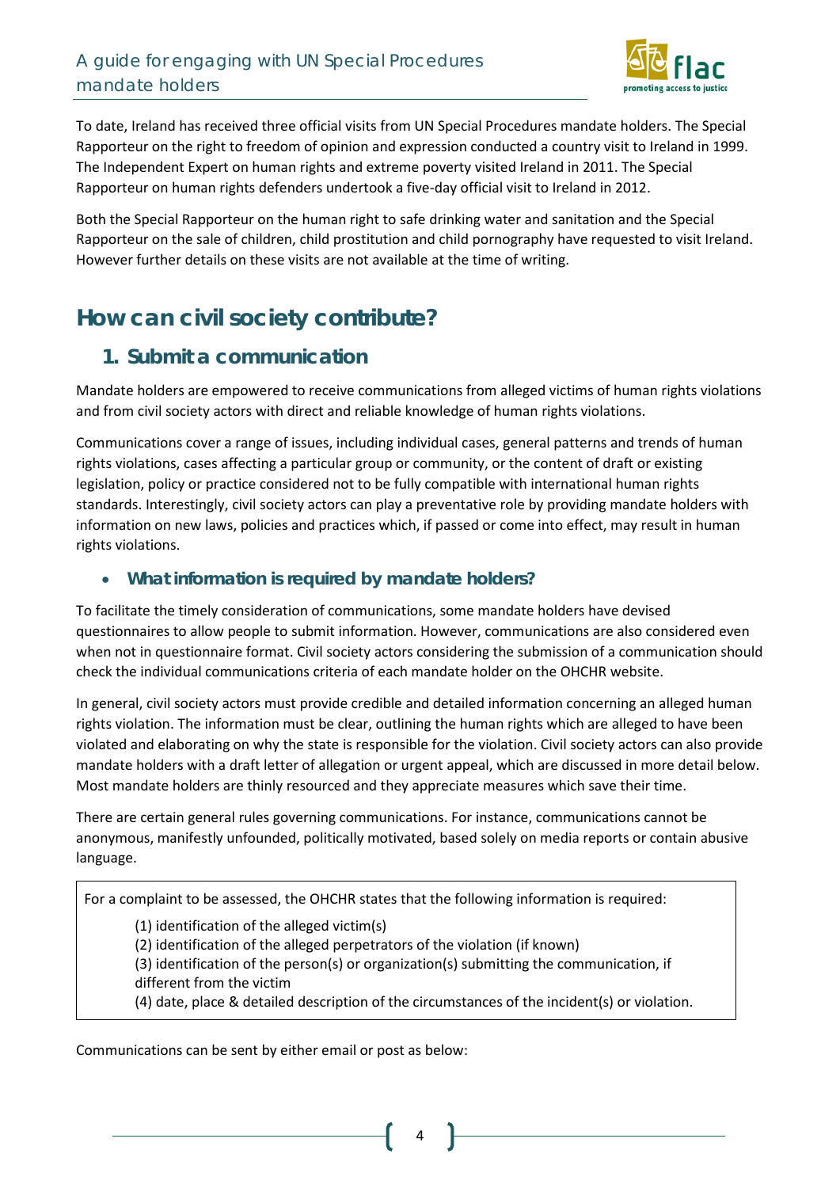To date, Ireland has received three official visits from UN Special Procedures mandate holders. The Special Rapporteur on the right to freedom of opinion and expression conducted a country visit to Ireland in 1999. The Independent Expert on human rights and extreme poverty visited Ireland in 2011. The Special Rapporteur on human rights defenders undertook a five-day official visit to Ireland in 2012.

Both the Special Rapporteur on the human right to safe drinking water and sanitation and the Special Rapporteur on the sale of children, child prostitution and child pornography have requested to visit Ireland. However further details on these visits are not available at the time of writing.

## How can civil society contribute?

### 1. Submit a communication

Mandate holders are empowered to receive communications from alleged victims of human rights violations and from civil society actors with direct and reliable knowledge of human rights violations.

Communications cover a range of issues, including individual cases, general patterns and trends of human rights violations, cases affecting a particular group or community, or the content of draft or existing legislation, policy or practice considered not to be fully compatible with international human rights standards. Interestingly, civil society actors can play a preventative role by providing mandate holders with information on new laws, policies and practices which, if passed or come into effect, may result in human rights violations.

- **What information is required by mandate holders?**

To facilitate the timely consideration of communications, some mandate holders have devised questionnaires to allow people to submit information. However, communications are also considered even when not in questionnaire format. Civil society actors considering the submission of a communication should check the individual communications criteria of each mandate holder on the OHCHR website.

In general, civil society actors must provide credible and detailed information concerning an alleged human rights violation. The information must be clear, outlining the human rights which are alleged to have been violated and elaborating on why the state is responsible for the violation. Civil society actors can also provide mandate holders with a draft letter of allegation or urgent appeal, which are discussed in more detail below. Most mandate holders are thinly resourced and they appreciate measures which save their time.

There are certain general rules governing communications. For instance, communications cannot be anonymous, manifestly unfounded, politically motivated, based solely on media reports or contain abusive language.

> For a complaint to be assessed, the OHCHR states that the following information is required:
>
> (1) identification of the alleged victim(s)
> (2) identification of the alleged perpetrators of the violation (if known)
> (3) identification of the person(s) or organization(s) submitting the communication, if different from the victim
> (4) date, place & detailed description of the circumstances of the incident(s) or violation.

Communications can be sent by either email or post as below: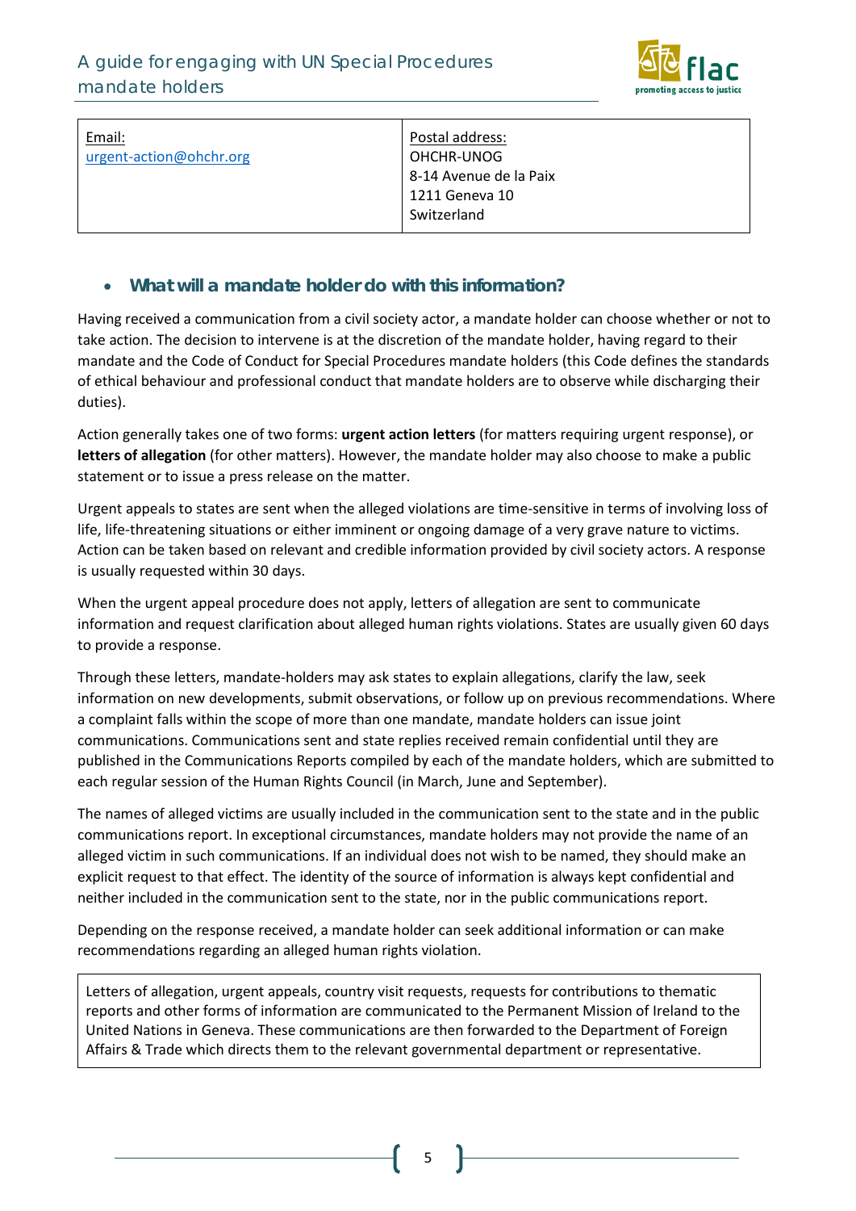| Email: urgent-action@ohchr.org | Postal address: OHCHR-UNOG 8-14 Avenue de la Paix 1211 Geneva 10 Switzerland |
|---|---|

- ### What will a mandate holder do with this information?

Having received a communication from a civil society actor, a mandate holder can choose whether or not to take action. The decision to intervene is at the discretion of the mandate holder, having regard to their mandate and the Code of Conduct for Special Procedures mandate holders (this Code defines the standards of ethical behaviour and professional conduct that mandate holders are to observe while discharging their duties).

Action generally takes one of two forms: **urgent action letters** (for matters requiring urgent response), or **letters of allegation** (for other matters). However, the mandate holder may also choose to make a public statement or to issue a press release on the matter.

Urgent appeals to states are sent when the alleged violations are time-sensitive in terms of involving loss of life, life-threatening situations or either imminent or ongoing damage of a very grave nature to victims. Action can be taken based on relevant and credible information provided by civil society actors. A response is usually requested within 30 days.

When the urgent appeal procedure does not apply, letters of allegation are sent to communicate information and request clarification about alleged human rights violations. States are usually given 60 days to provide a response.

Through these letters, mandate-holders may ask states to explain allegations, clarify the law, seek information on new developments, submit observations, or follow up on previous recommendations. Where a complaint falls within the scope of more than one mandate, mandate holders can issue joint communications. Communications sent and state replies received remain confidential until they are published in the Communications Reports compiled by each of the mandate holders, which are submitted to each regular session of the Human Rights Council (in March, June and September).

The names of alleged victims are usually included in the communication sent to the state and in the public communications report. In exceptional circumstances, mandate holders may not provide the name of an alleged victim in such communications. If an individual does not wish to be named, they should make an explicit request to that effect. The identity of the source of information is always kept confidential and neither included in the communication sent to the state, nor in the public communications report.

Depending on the response received, a mandate holder can seek additional information or can make recommendations regarding an alleged human rights violation.

> Letters of allegation, urgent appeals, country visit requests, requests for contributions to thematic reports and other forms of information are communicated to the Permanent Mission of Ireland to the United Nations in Geneva. These communications are then forwarded to the Department of Foreign Affairs & Trade which directs them to the relevant governmental department or representative.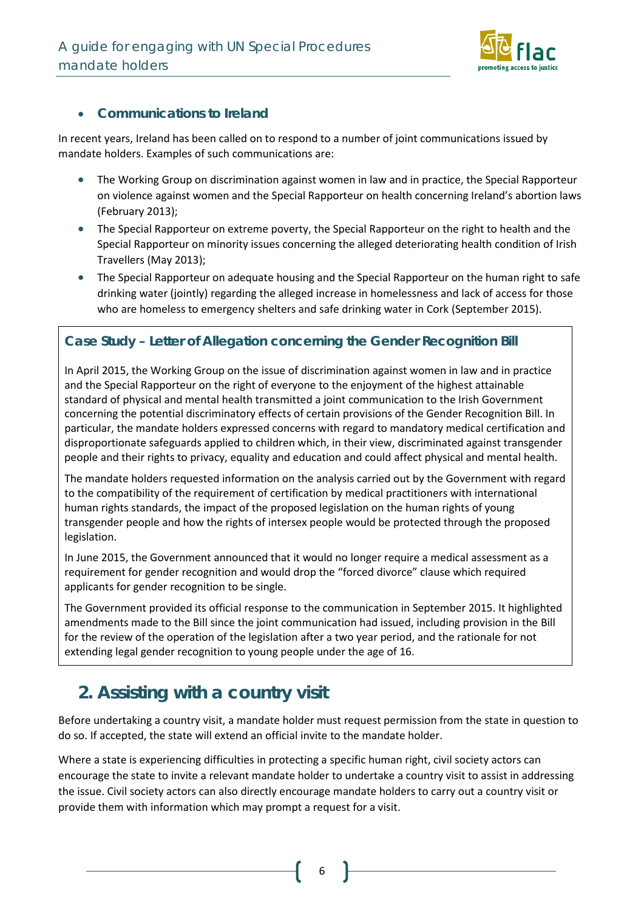- **Communications to Ireland**

In recent years, Ireland has been called on to respond to a number of joint communications issued by mandate holders. Examples of such communications are:

- The Working Group on discrimination against women in law and in practice, the Special Rapporteur on violence against women and the Special Rapporteur on health concerning Ireland's abortion laws (February 2013);
- The Special Rapporteur on extreme poverty, the Special Rapporteur on the right to health and the Special Rapporteur on minority issues concerning the alleged deteriorating health condition of Irish Travellers (May 2013);
- The Special Rapporteur on adequate housing and the Special Rapporteur on the human right to safe drinking water (jointly) regarding the alleged increase in homelessness and lack of access for those who are homeless to emergency shelters and safe drinking water in Cork (September 2015).

### Case Study – Letter of Allegation concerning the Gender Recognition Bill

In April 2015, the Working Group on the issue of discrimination against women in law and in practice and the Special Rapporteur on the right of everyone to the enjoyment of the highest attainable standard of physical and mental health transmitted a joint communication to the Irish Government concerning the potential discriminatory effects of certain provisions of the Gender Recognition Bill. In particular, the mandate holders expressed concerns with regard to mandatory medical certification and disproportionate safeguards applied to children which, in their view, discriminated against transgender people and their rights to privacy, equality and education and could affect physical and mental health.

The mandate holders requested information on the analysis carried out by the Government with regard to the compatibility of the requirement of certification by medical practitioners with international human rights standards, the impact of the proposed legislation on the human rights of young transgender people and how the rights of intersex people would be protected through the proposed legislation.

In June 2015, the Government announced that it would no longer require a medical assessment as a requirement for gender recognition and would drop the "forced divorce" clause which required applicants for gender recognition to be single.

The Government provided its official response to the communication in September 2015. It highlighted amendments made to the Bill since the joint communication had issued, including provision in the Bill for the review of the operation of the legislation after a two year period, and the rationale for not extending legal gender recognition to young people under the age of 16.

## 2. Assisting with a country visit

Before undertaking a country visit, a mandate holder must request permission from the state in question to do so. If accepted, the state will extend an official invite to the mandate holder.

Where a state is experiencing difficulties in protecting a specific human right, civil society actors can encourage the state to invite a relevant mandate holder to undertake a country visit to assist in addressing the issue. Civil society actors can also directly encourage mandate holders to carry out a country visit or provide them with information which may prompt a request for a visit.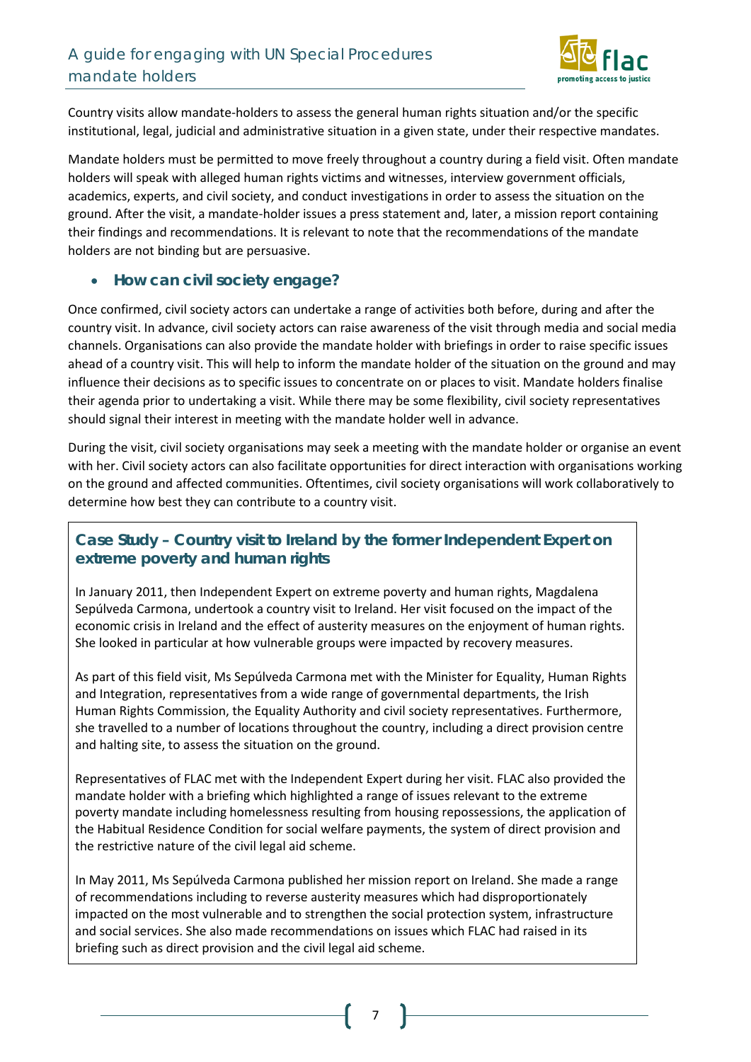Country visits allow mandate-holders to assess the general human rights situation and/or the specific institutional, legal, judicial and administrative situation in a given state, under their respective mandates.

Mandate holders must be permitted to move freely throughout a country during a field visit. Often mandate holders will speak with alleged human rights victims and witnesses, interview government officials, academics, experts, and civil society, and conduct investigations in order to assess the situation on the ground. After the visit, a mandate-holder issues a press statement and, later, a mission report containing their findings and recommendations. It is relevant to note that the recommendations of the mandate holders are not binding but are persuasive.

- **How can civil society engage?**

Once confirmed, civil society actors can undertake a range of activities both before, during and after the country visit. In advance, civil society actors can raise awareness of the visit through media and social media channels. Organisations can also provide the mandate holder with briefings in order to raise specific issues ahead of a country visit. This will help to inform the mandate holder of the situation on the ground and may influence their decisions as to specific issues to concentrate on or places to visit. Mandate holders finalise their agenda prior to undertaking a visit. While there may be some flexibility, civil society representatives should signal their interest in meeting with the mandate holder well in advance.

During the visit, civil society organisations may seek a meeting with the mandate holder or organise an event with her. Civil society actors can also facilitate opportunities for direct interaction with organisations working on the ground and affected communities. Oftentimes, civil society organisations will work collaboratively to determine how best they can contribute to a country visit.

### Case Study – Country visit to Ireland by the former Independent Expert on extreme poverty and human rights

In January 2011, then Independent Expert on extreme poverty and human rights, Magdalena Sepúlveda Carmona, undertook a country visit to Ireland. Her visit focused on the impact of the economic crisis in Ireland and the effect of austerity measures on the enjoyment of human rights. She looked in particular at how vulnerable groups were impacted by recovery measures.

As part of this field visit, Ms Sepúlveda Carmona met with the Minister for Equality, Human Rights and Integration, representatives from a wide range of governmental departments, the Irish Human Rights Commission, the Equality Authority and civil society representatives. Furthermore, she travelled to a number of locations throughout the country, including a direct provision centre and halting site, to assess the situation on the ground.

Representatives of FLAC met with the Independent Expert during her visit. FLAC also provided the mandate holder with a briefing which highlighted a range of issues relevant to the extreme poverty mandate including homelessness resulting from housing repossessions, the application of the Habitual Residence Condition for social welfare payments, the system of direct provision and the restrictive nature of the civil legal aid scheme.

In May 2011, Ms Sepúlveda Carmona published her mission report on Ireland. She made a range of recommendations including to reverse austerity measures which had disproportionately impacted on the most vulnerable and to strengthen the social protection system, infrastructure and social services. She also made recommendations on issues which FLAC had raised in its briefing such as direct provision and the civil legal aid scheme.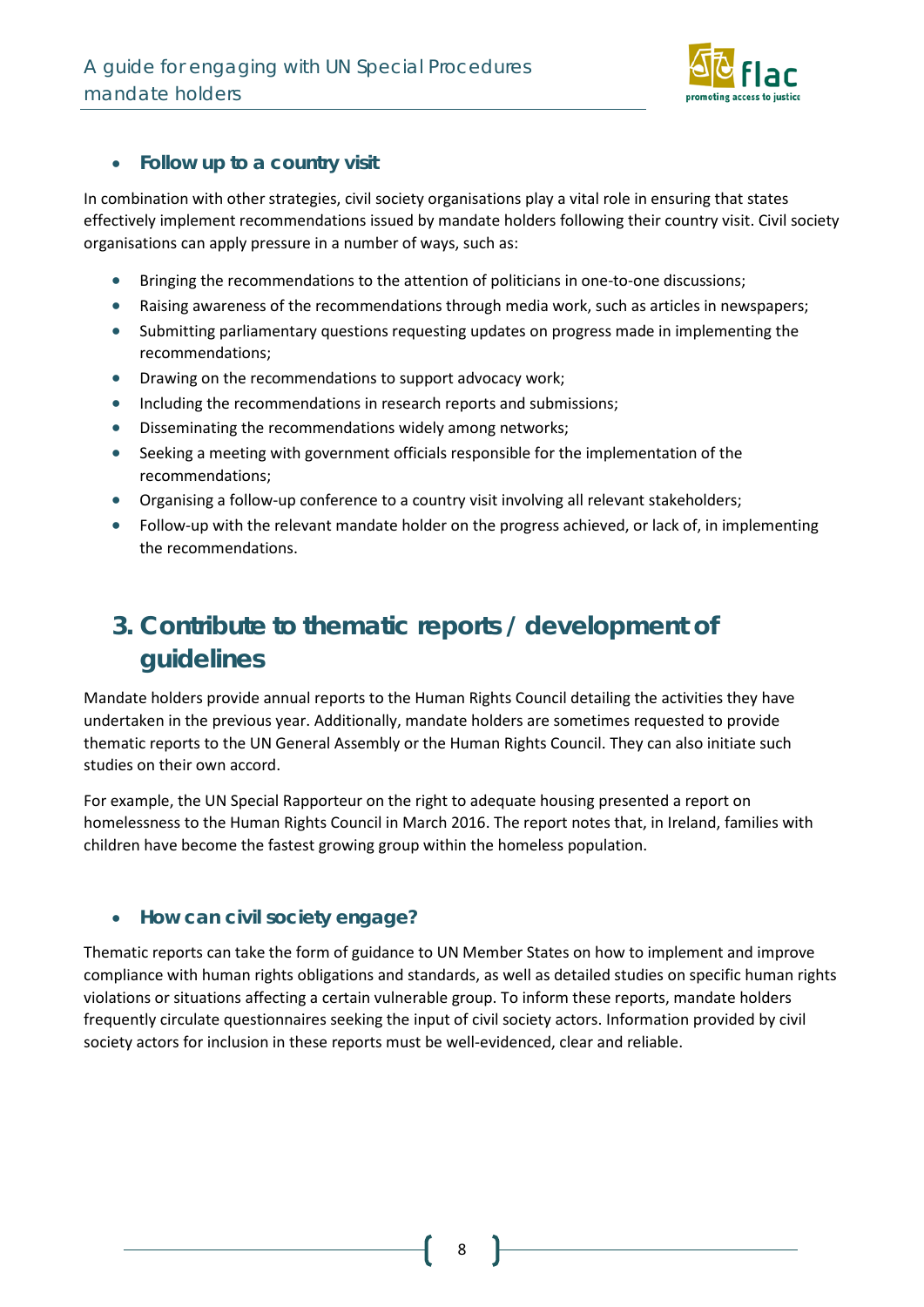- **Follow up to a country visit**

In combination with other strategies, civil society organisations play a vital role in ensuring that states effectively implement recommendations issued by mandate holders following their country visit. Civil society organisations can apply pressure in a number of ways, such as:

- Bringing the recommendations to the attention of politicians in one-to-one discussions;
- Raising awareness of the recommendations through media work, such as articles in newspapers;
- Submitting parliamentary questions requesting updates on progress made in implementing the recommendations;
- Drawing on the recommendations to support advocacy work;
- Including the recommendations in research reports and submissions;
- Disseminating the recommendations widely among networks;
- Seeking a meeting with government officials responsible for the implementation of the recommendations;
- Organising a follow-up conference to a country visit involving all relevant stakeholders;
- Follow-up with the relevant mandate holder on the progress achieved, or lack of, in implementing the recommendations.

## 3. Contribute to thematic reports / development of guidelines

Mandate holders provide annual reports to the Human Rights Council detailing the activities they have undertaken in the previous year. Additionally, mandate holders are sometimes requested to provide thematic reports to the UN General Assembly or the Human Rights Council. They can also initiate such studies on their own accord.

For example, the UN Special Rapporteur on the right to adequate housing presented a report on homelessness to the Human Rights Council in March 2016. The report notes that, in Ireland, families with children have become the fastest growing group within the homeless population.

- **How can civil society engage?**

Thematic reports can take the form of guidance to UN Member States on how to implement and improve compliance with human rights obligations and standards, as well as detailed studies on specific human rights violations or situations affecting a certain vulnerable group. To inform these reports, mandate holders frequently circulate questionnaires seeking the input of civil society actors. Information provided by civil society actors for inclusion in these reports must be well-evidenced, clear and reliable.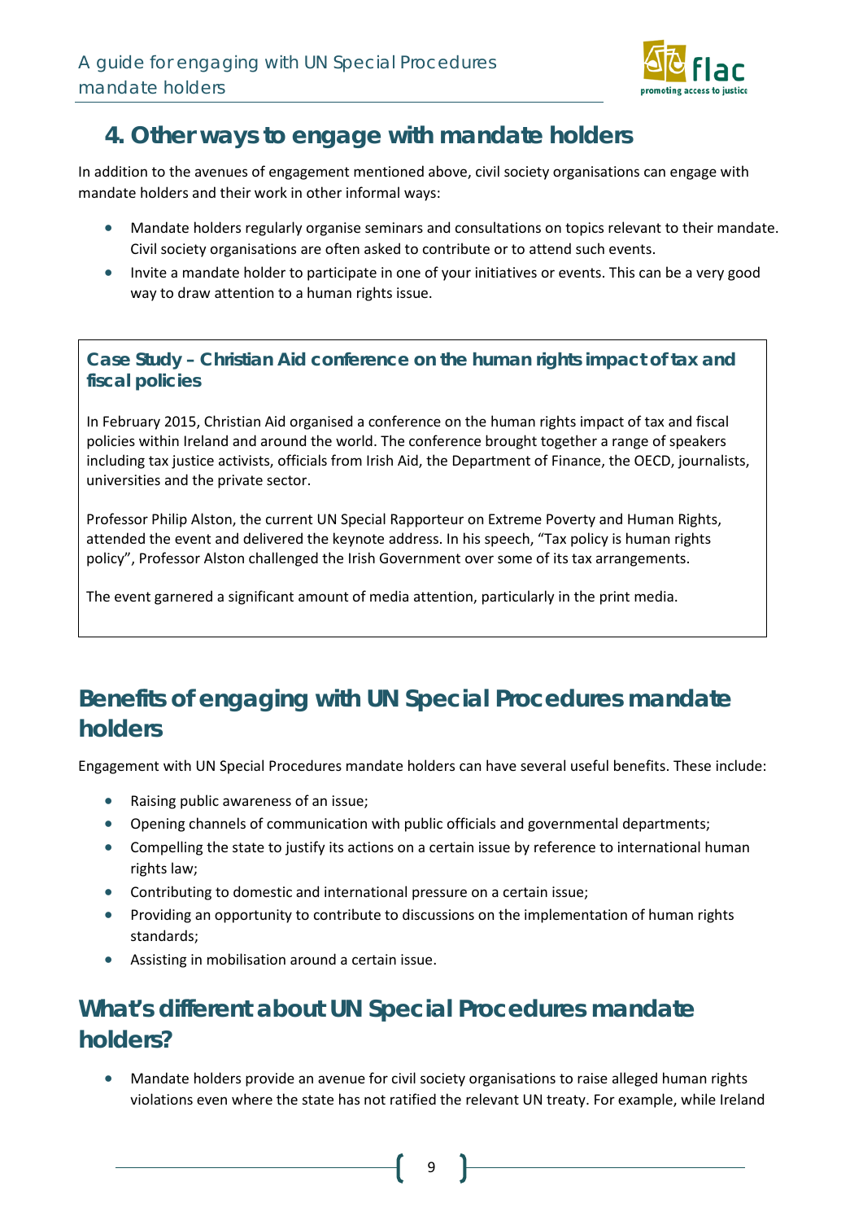## 4. Other ways to engage with mandate holders

In addition to the avenues of engagement mentioned above, civil society organisations can engage with mandate holders and their work in other informal ways:

- Mandate holders regularly organise seminars and consultations on topics relevant to their mandate. Civil society organisations are often asked to contribute or to attend such events.
- Invite a mandate holder to participate in one of your initiatives or events. This can be a very good way to draw attention to a human rights issue.

> **Case Study – Christian Aid conference on the human rights impact of tax and fiscal policies**
>
> In February 2015, Christian Aid organised a conference on the human rights impact of tax and fiscal policies within Ireland and around the world. The conference brought together a range of speakers including tax justice activists, officials from Irish Aid, the Department of Finance, the OECD, journalists, universities and the private sector.
>
> Professor Philip Alston, the current UN Special Rapporteur on Extreme Poverty and Human Rights, attended the event and delivered the keynote address. In his speech, "Tax policy is human rights policy", Professor Alston challenged the Irish Government over some of its tax arrangements.
>
> The event garnered a significant amount of media attention, particularly in the print media.

## Benefits of engaging with UN Special Procedures mandate holders

Engagement with UN Special Procedures mandate holders can have several useful benefits. These include:

- Raising public awareness of an issue;
- Opening channels of communication with public officials and governmental departments;
- Compelling the state to justify its actions on a certain issue by reference to international human rights law;
- Contributing to domestic and international pressure on a certain issue;
- Providing an opportunity to contribute to discussions on the implementation of human rights standards;
- Assisting in mobilisation around a certain issue.

## What's different about UN Special Procedures mandate holders?

- Mandate holders provide an avenue for civil society organisations to raise alleged human rights violations even where the state has not ratified the relevant UN treaty. For example, while Ireland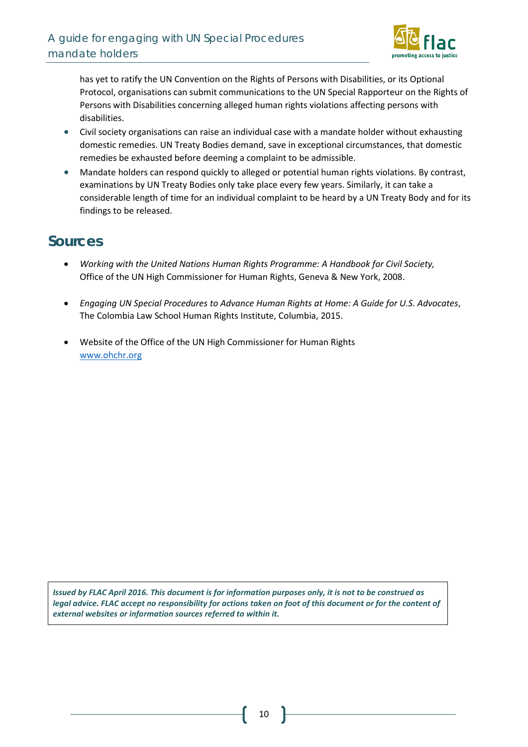has yet to ratify the UN Convention on the Rights of Persons with Disabilities, or its Optional Protocol, organisations can submit communications to the UN Special Rapporteur on the Rights of Persons with Disabilities concerning alleged human rights violations affecting persons with disabilities.

- Civil society organisations can raise an individual case with a mandate holder without exhausting domestic remedies. UN Treaty Bodies demand, save in exceptional circumstances, that domestic remedies be exhausted before deeming a complaint to be admissible.
- Mandate holders can respond quickly to alleged or potential human rights violations. By contrast, examinations by UN Treaty Bodies only take place every few years. Similarly, it can take a considerable length of time for an individual complaint to be heard by a UN Treaty Body and for its findings to be released.

## Sources

- *Working with the United Nations Human Rights Programme: A Handbook for Civil Society,* Office of the UN High Commissioner for Human Rights, Geneva & New York, 2008.
- *Engaging UN Special Procedures to Advance Human Rights at Home: A Guide for U.S. Advocates*, The Colombia Law School Human Rights Institute, Columbia, 2015.
- Website of the Office of the UN High Commissioner for Human Rights [www.ohchr.org](http://www.ohchr.org)

***Issued by FLAC April 2016. This document is for information purposes only, it is not to be construed as legal advice. FLAC accept no responsibility for actions taken on foot of this document or for the content of external websites or information sources referred to within it.***